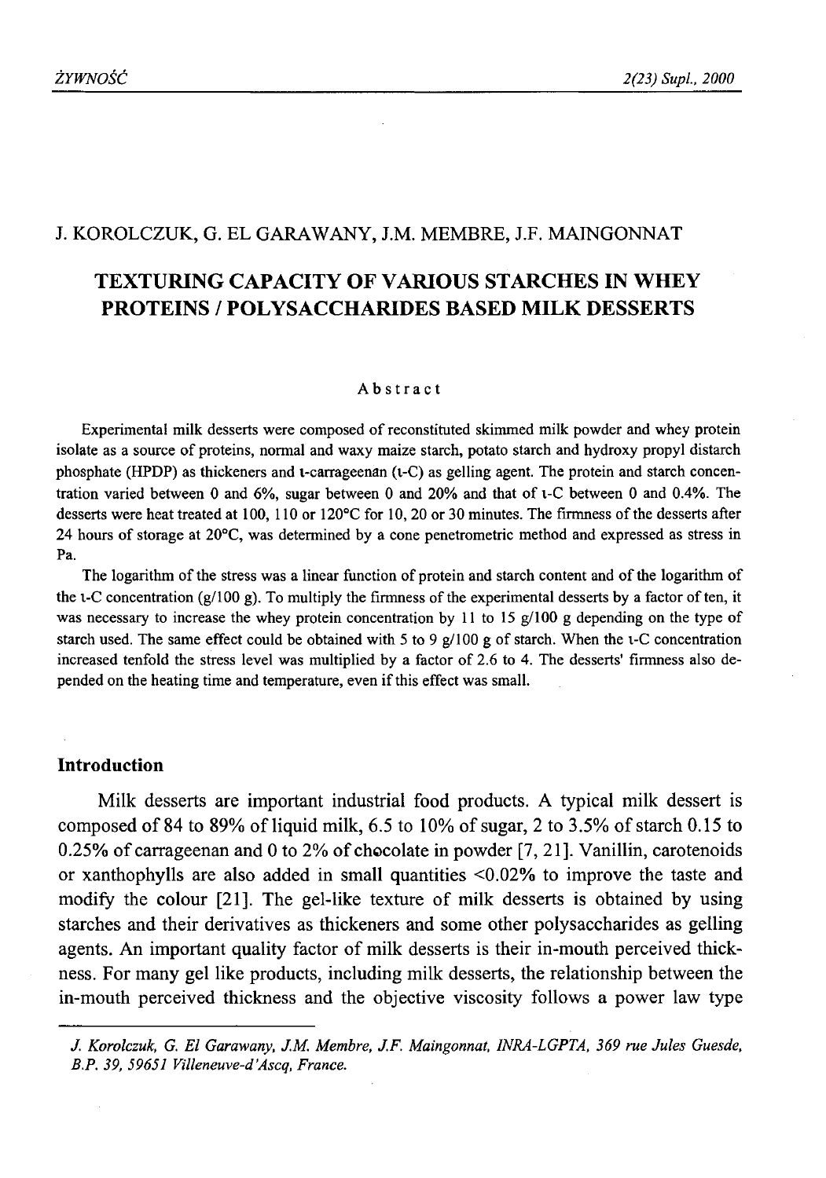J. KOROLCZUK, G. EL GARAWANY, J.M. MEMBRE, J.F. MAINGONNAT

# TEXTURING CAPACITY OF VARIOUS STARCHES IN WHEY PROTEINS / POLYSACCHARIDES BASED MILK DESSERTS

## Abstract

Experimental milk desserts were composed of reconstituted skimmed milk powder and whey protein isolate as a source of proteins, normal and waxy maize starch, potato starch and hydroxy propyl distarch phosphate (HPDP) as thickeners and ι-carrageenan (ι-C) as gelling agent. The protein and starch concentration varied between 0 and 6%, sugar between 0 and 20% and that of ι-C between 0 and 0.4%. The desserts were heat treated at 100, 110 or 120°C for 10, 20 or 30 minutes. The firmness of the desserts after 24 hours of storage at 20°C, was determined by a cone penetrometric method and expressed as stress in Pa.

The logarithm of the stress was a linear function of protein and starch content and of the logarithm of the ι-C concentration (g/100 g). To multiply the firmness of the experimental desserts by a factor of ten, it was necessary to increase the whey protein concentration by 11 to 15 g/100 g depending on the type of starch used. The same effect could be obtained with 5 to 9 g/100 g of starch. When the ι-C concentration increased tenfold the stress level was multiplied by a factor of 2.6 to 4. The desserts' firmness also depended on the heating time and temperature, even if this effect was small.

## Introduction

Milk desserts are important industrial food products. A typical milk dessert is composed of 84 to 89% of liquid milk, 6.5 to 10% of sugar, 2 to 3.5% of starch 0.15 to 0.25% of carrageenan and 0 to 2% of chocolate in powder [7, 21]. Vanillin, carotenoids or xanthophylls are also added in small quantities <0.02% to improve the taste and modify the colour [21]. The gel-like texture of milk desserts is obtained by using starches and their derivatives as thickeners and some other polysaccharides as gelling agents. An important quality factor of milk desserts is their in-mouth perceived thickness. For many gel like products, including milk desserts, the relationship between the in-mouth perceived thickness and the objective viscosity follows a power law type

*J. Korolczuk, G. El Garawany, J.M. Membre, J.F. Maingonnat, INRA-LGPTA, 369 rue Jules Guesde, B.P. 39, 59651 Villeneuve-d'Ascq, France.*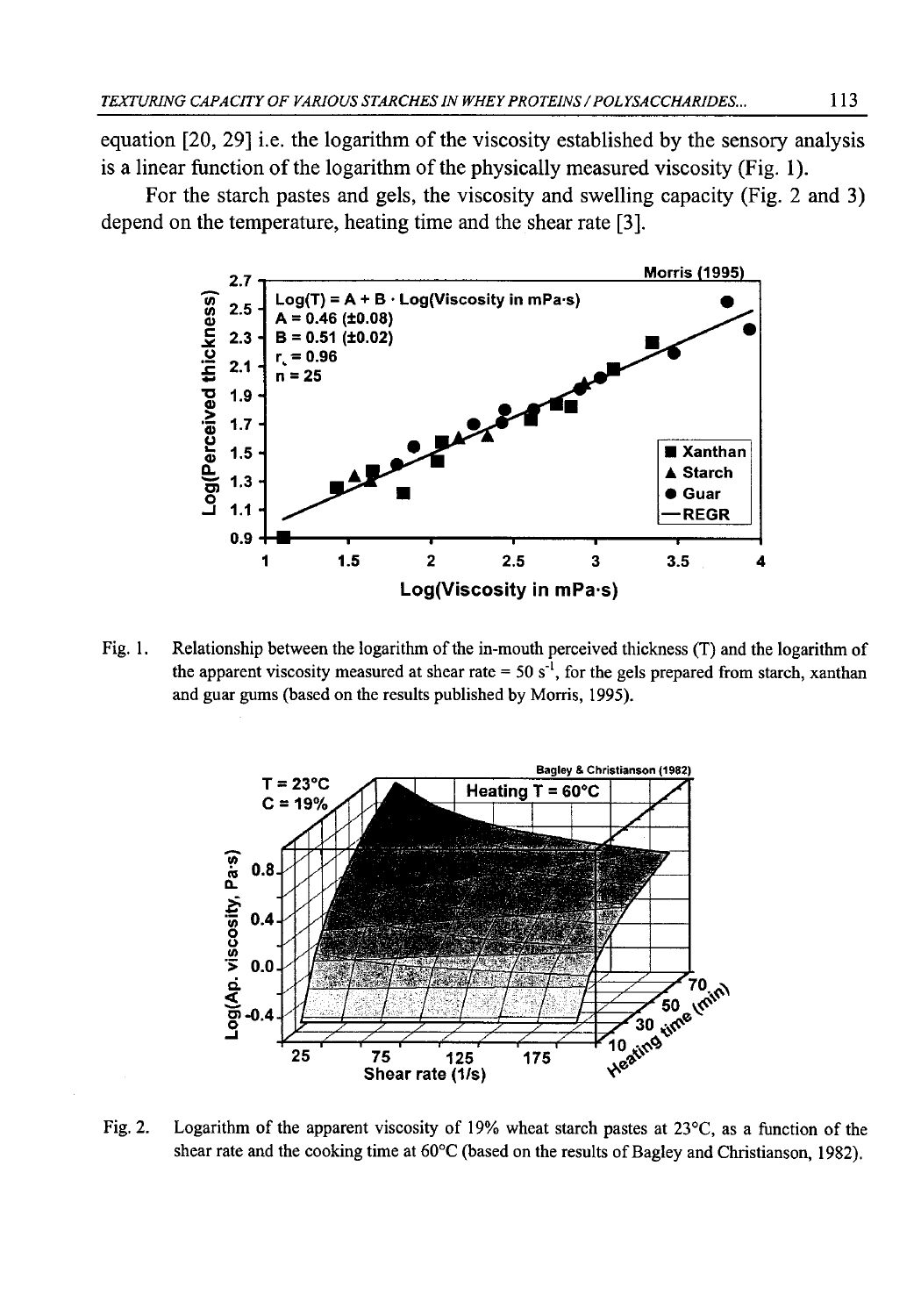equation [20, 29] i.e. the logarithm of the viscosity established by the sensory analysis is a linear function of the logarithm of the physically measured viscosity (Fig. 1).

For the starch pastes and gels, the viscosity and swelling capacity (Fig. 2 and 3) depend on the temperature, heating time and the shear rate [3].

Fig. 1. Relationship between the logarithm of the in-mouth perceived thickness (T) and the logarithm of the apparent viscosity measured at shear rate = 50 $s^{-1}$, for the gels prepared from starch, xanthan and guar gums (based on the results published by Morris, 1995).

Fig. 2. Logarithm of the apparent viscosity of 19% wheat starch pastes at 23°C, as a function of the shear rate and the cooking time at 60°C (based on the results of Bagley and Christianson, 1982).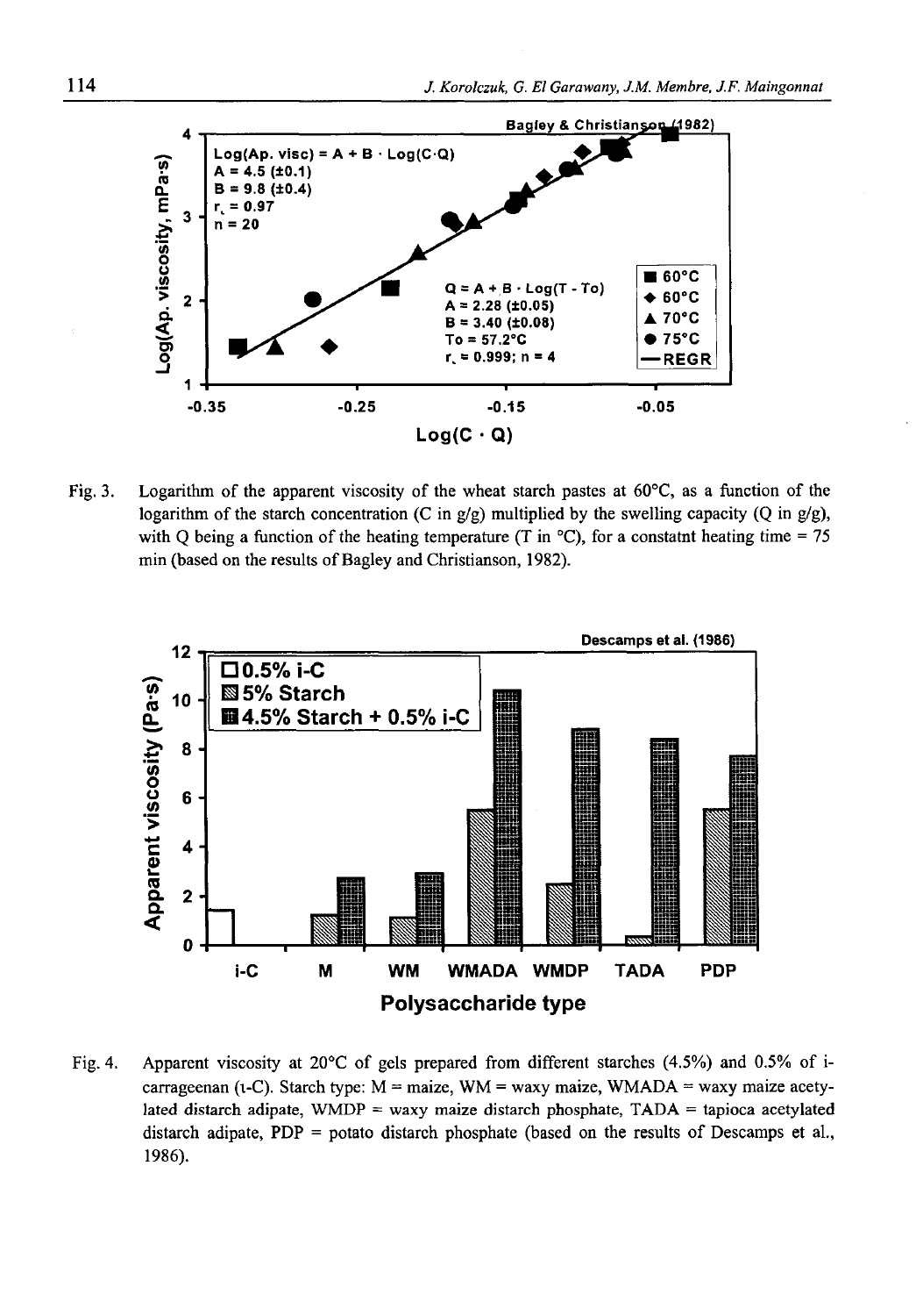Fig. 3. Logarithm of the apparent viscosity of the wheat starch pastes at 60°C, as a function of the logarithm of the starch concentration (C in g/g) multiplied by the swelling capacity (Q in g/g), with Q being a function of the heating temperature (T in °C), for a constatnt heating time = 75 min (based on the results of Bagley and Christianson, 1982).

Fig. 4. Apparent viscosity at 20°C of gels prepared from different starches (4.5%) and 0.5% of i-carrageenan (ι-C). Starch type: M = maize, WM = waxy maize, WMADA = waxy maize acetylated distarch adipate, WMDP = waxy maize distarch phosphate, TADA = tapioca acetylated distarch adipate, PDP = potato distarch phosphate (based on the results of Descamps et al., 1986).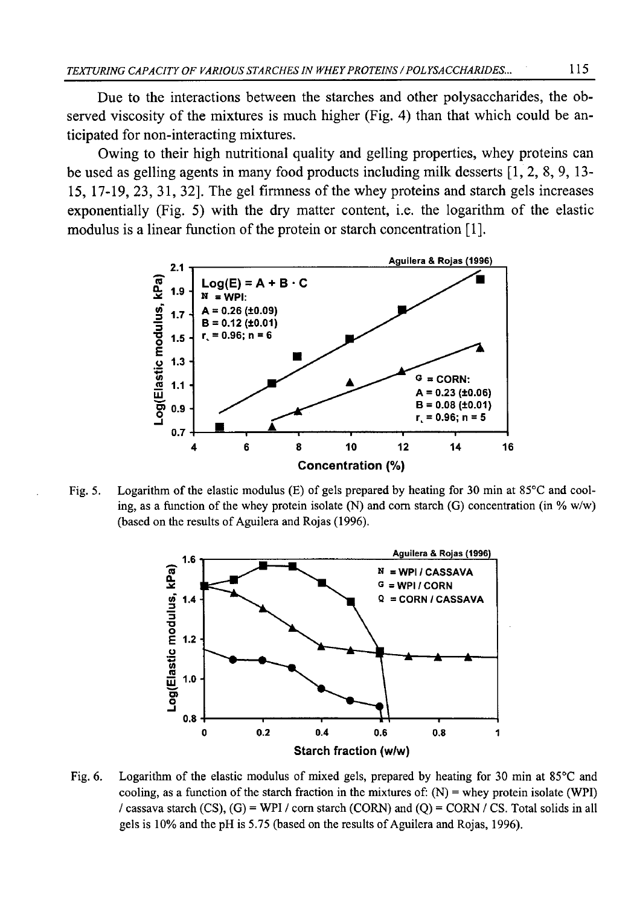Due to the interactions between the starches and other polysaccharides, the observed viscosity of the mixtures is much higher (Fig. 4) than that which could be anticipated for non-interacting mixtures.

Owing to their high nutritional quality and gelling properties, whey proteins can be used as gelling agents in many food products including milk desserts [1, 2, 8, 9, 13-15, 17-19, 23, 31, 32]. The gel firmness of the whey proteins and starch gels increases exponentially (Fig. 5) with the dry matter content, i.e. the logarithm of the elastic modulus is a linear function of the protein or starch concentration [1].

Fig. 5. Logarithm of the elastic modulus (E) of gels prepared by heating for 30 min at 85°C and cooling, as a function of the whey protein isolate (N) and corn starch (G) concentration (in % w/w) (based on the results of Aguilera and Rojas (1996).

Fig. 6. Logarithm of the elastic modulus of mixed gels, prepared by heating for 30 min at 85°C and cooling, as a function of the starch fraction in the mixtures of: (N) = whey protein isolate (WPI) / cassava starch (CS), (G) = WPI / corn starch (CORN) and (Q) = CORN / CS. Total solids in all gels is 10% and the pH is 5.75 (based on the results of Aguilera and Rojas, 1996).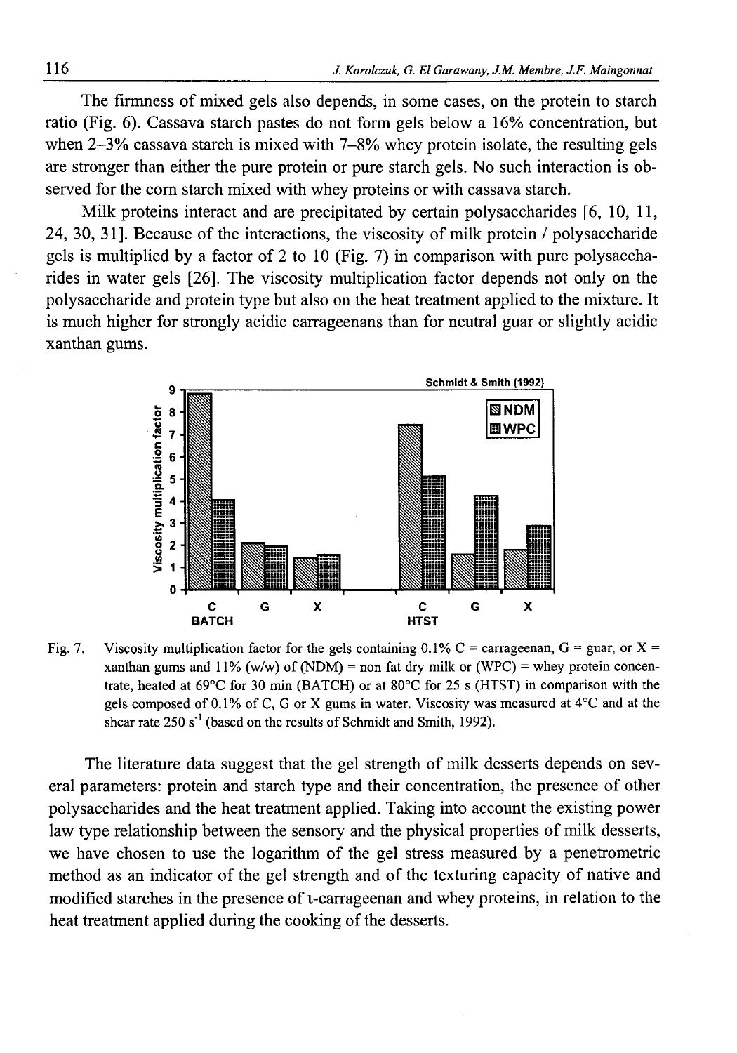The firmness of mixed gels also depends, in some cases, on the protein to starch ratio (Fig. 6). Cassava starch pastes do not form gels below a 16% concentration, but when 2–3% cassava starch is mixed with 7–8% whey protein isolate, the resulting gels are stronger than either the pure protein or pure starch gels. No such interaction is observed for the corn starch mixed with whey proteins or with cassava starch.

Milk proteins interact and are precipitated by certain polysaccharides [6, 10, 11, 24, 30, 31]. Because of the interactions, the viscosity of milk protein / polysaccharide gels is multiplied by a factor of 2 to 10 (Fig. 7) in comparison with pure polysaccharides in water gels [26]. The viscosity multiplication factor depends not only on the polysaccharide and protein type but also on the heat treatment applied to the mixture. It is much higher for strongly acidic carrageenans than for neutral guar or slightly acidic xanthan gums.

Fig. 7. Viscosity multiplication factor for the gels containing 0.1% C = carrageenan, G = guar, or X = xanthan gums and 11% (w/w) of (NDM) = non fat dry milk or (WPC) = whey protein concentrate, heated at 69°C for 30 min (BATCH) or at 80°C for 25 s (HTST) in comparison with the gels composed of 0.1% of C, G or X gums in water. Viscosity was measured at 4°C and at the shear rate 250 $s^{-1}$ (based on the results of Schmidt and Smith, 1992).

The literature data suggest that the gel strength of milk desserts depends on several parameters: protein and starch type and their concentration, the presence of other polysaccharides and the heat treatment applied. Taking into account the existing power law type relationship between the sensory and the physical properties of milk desserts, we have chosen to use the logarithm of the gel stress measured by a penetrometric method as an indicator of the gel strength and of the texturing capacity of native and modified starches in the presence of ι-carrageenan and whey proteins, in relation to the heat treatment applied during the cooking of the desserts.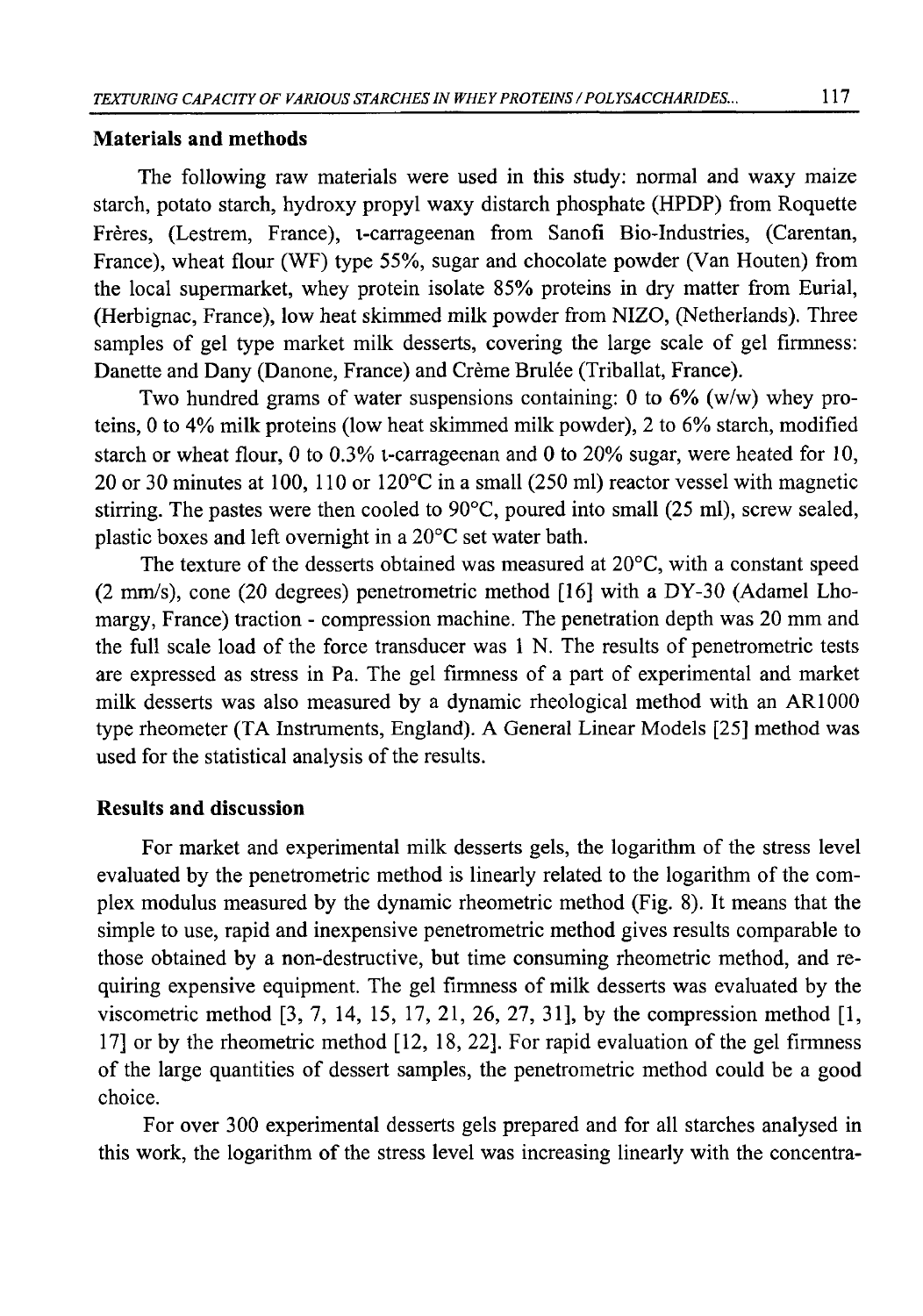## Materials and methods

The following raw materials were used in this study: normal and waxy maize starch, potato starch, hydroxy propyl waxy distarch phosphate (HPDP) from Roquette Frères, (Lestrem, France), ι-carrageenan from Sanofi Bio-Industries, (Carentan, France), wheat flour (WF) type 55%, sugar and chocolate powder (Van Houten) from the local supermarket, whey protein isolate 85% proteins in dry matter from Eurial, (Herbignac, France), low heat skimmed milk powder from NIZO, (Netherlands). Three samples of gel type market milk desserts, covering the large scale of gel firmness: Danette and Dany (Danone, France) and Crème Brulée (Triballat, France).

Two hundred grams of water suspensions containing: 0 to 6% (w/w) whey proteins, 0 to 4% milk proteins (low heat skimmed milk powder), 2 to 6% starch, modified starch or wheat flour, 0 to 0.3% ι-carrageenan and 0 to 20% sugar, were heated for 10, 20 or 30 minutes at 100, 110 or 120°C in a small (250 ml) reactor vessel with magnetic stirring. The pastes were then cooled to 90°C, poured into small (25 ml), screw sealed, plastic boxes and left overnight in a 20°C set water bath.

The texture of the desserts obtained was measured at 20°C, with a constant speed (2 mm/s), cone (20 degrees) penetrometric method [16] with a DY-30 (Adamel Lhomargy, France) traction - compression machine. The penetration depth was 20 mm and the full scale load of the force transducer was 1 N. The results of penetrometric tests are expressed as stress in Pa. The gel firmness of a part of experimental and market milk desserts was also measured by a dynamic rheological method with an AR1000 type rheometer (TA Instruments, England). A General Linear Models [25] method was used for the statistical analysis of the results.

## Results and discussion

For market and experimental milk desserts gels, the logarithm of the stress level evaluated by the penetrometric method is linearly related to the logarithm of the complex modulus measured by the dynamic rheometric method (Fig. 8). It means that the simple to use, rapid and inexpensive penetrometric method gives results comparable to those obtained by a non-destructive, but time consuming rheometric method, and requiring expensive equipment. The gel firmness of milk desserts was evaluated by the viscometric method [3, 7, 14, 15, 17, 21, 26, 27, 31], by the compression method [1, 17] or by the rheometric method [12, 18, 22]. For rapid evaluation of the gel firmness of the large quantities of dessert samples, the penetrometric method could be a good choice.

For over 300 experimental desserts gels prepared and for all starches analysed in this work, the logarithm of the stress level was increasing linearly with the concentra-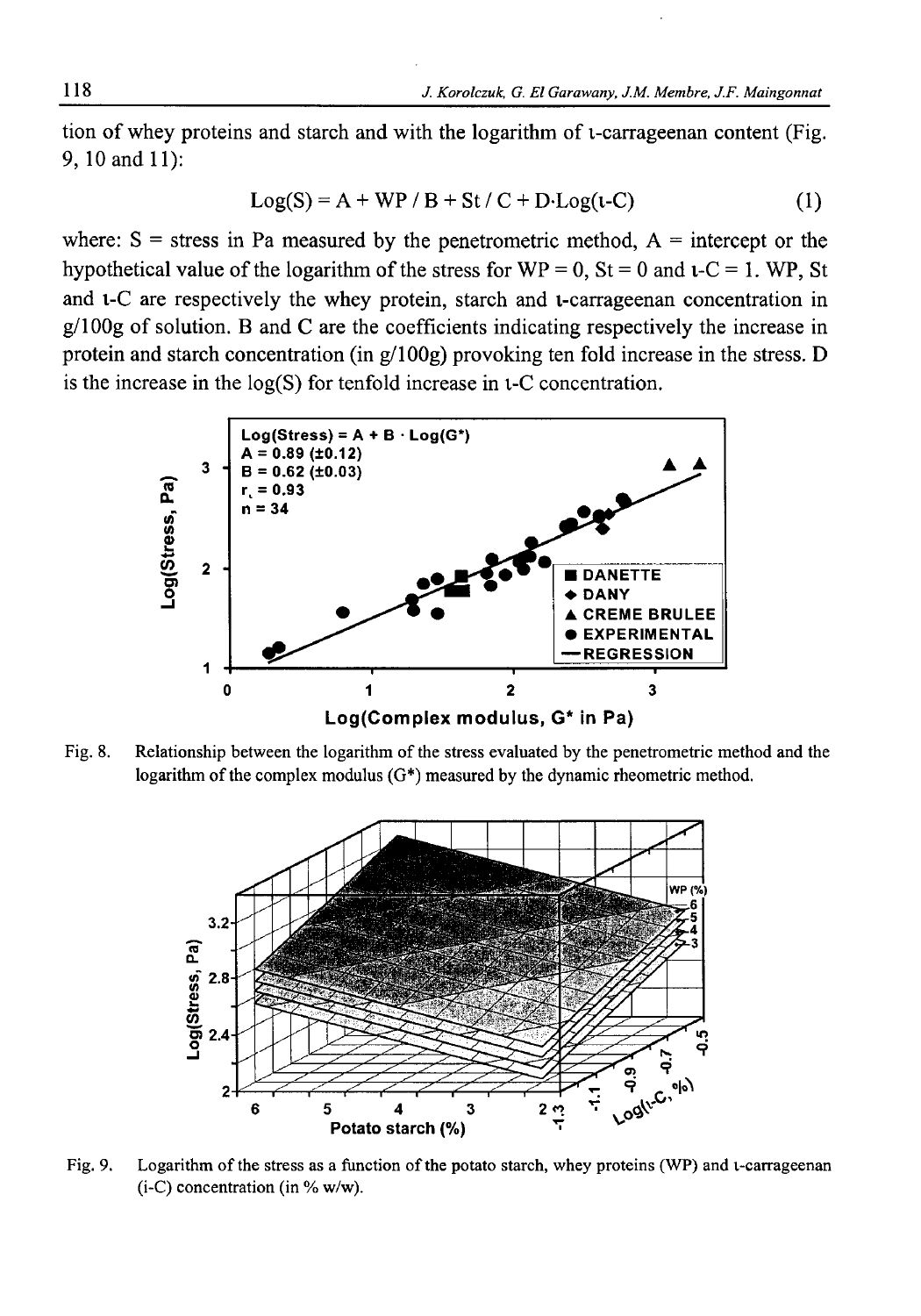tion of whey proteins and starch and with the logarithm of ι-carrageenan content (Fig. 9, 10 and 11):

$$\text{Log}(S) = A + WP / B + St / C + D \cdot \text{Log}(\iota\text{-C}) \tag{1}$$

where: S = stress in Pa measured by the penetrometric method, A = intercept or the hypothetical value of the logarithm of the stress for WP = 0, St = 0 and ι-C = 1. WP, St and ι-C are respectively the whey protein, starch and ι-carrageenan concentration in g/100g of solution. B and C are the coefficients indicating respectively the increase in protein and starch concentration (in g/100g) provoking ten fold increase in the stress. D is the increase in the log(S) for tenfold increase in ι-C concentration.

Fig. 8. Relationship between the logarithm of the stress evaluated by the penetrometric method and the logarithm of the complex modulus (G*) measured by the dynamic rheometric method.

Fig. 9. Logarithm of the stress as a function of the potato starch, whey proteins (WP) and ι-carrageenan (i-C) concentration (in % w/w).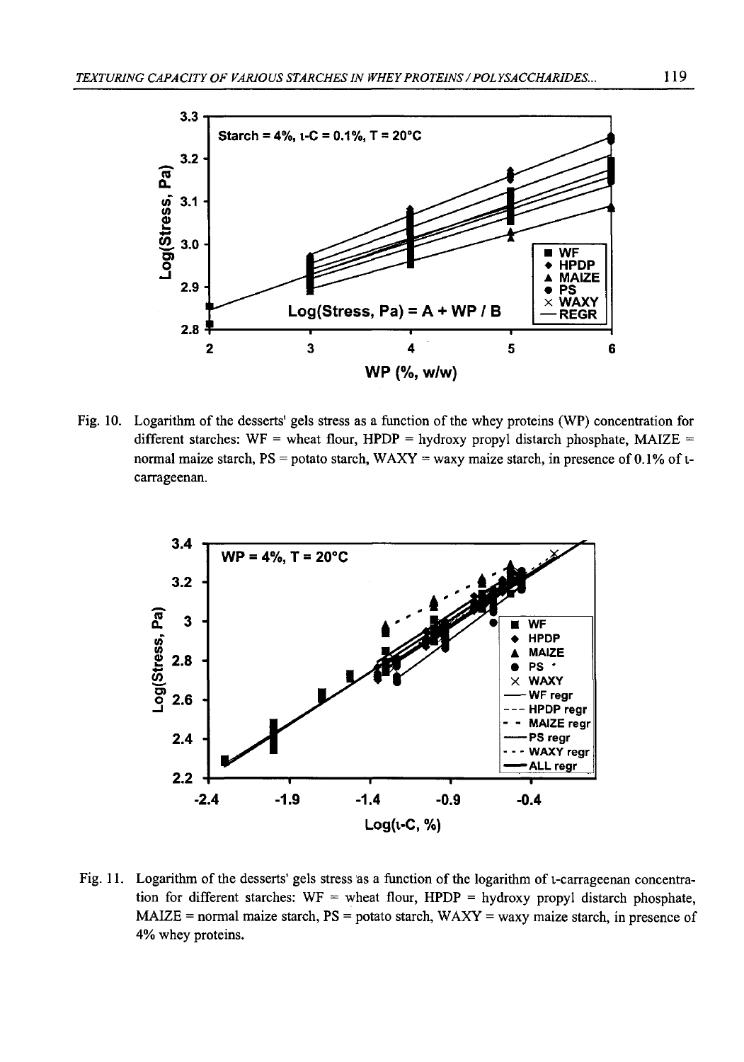Fig. 10. Logarithm of the desserts' gels stress as a function of the whey proteins (WP) concentration for different starches: WF = wheat flour, HPDP = hydroxy propyl distarch phosphate, MAIZE = normal maize starch, PS = potato starch, WAXY = waxy maize starch, in presence of 0.1% of ι-carrageenan.

Fig. 11. Logarithm of the desserts' gels stress as a function of the logarithm of ι-carrageenan concentration for different starches: WF = wheat flour, HPDP = hydroxy propyl distarch phosphate, MAIZE = normal maize starch, PS = potato starch, WAXY = waxy maize starch, in presence of 4% whey proteins.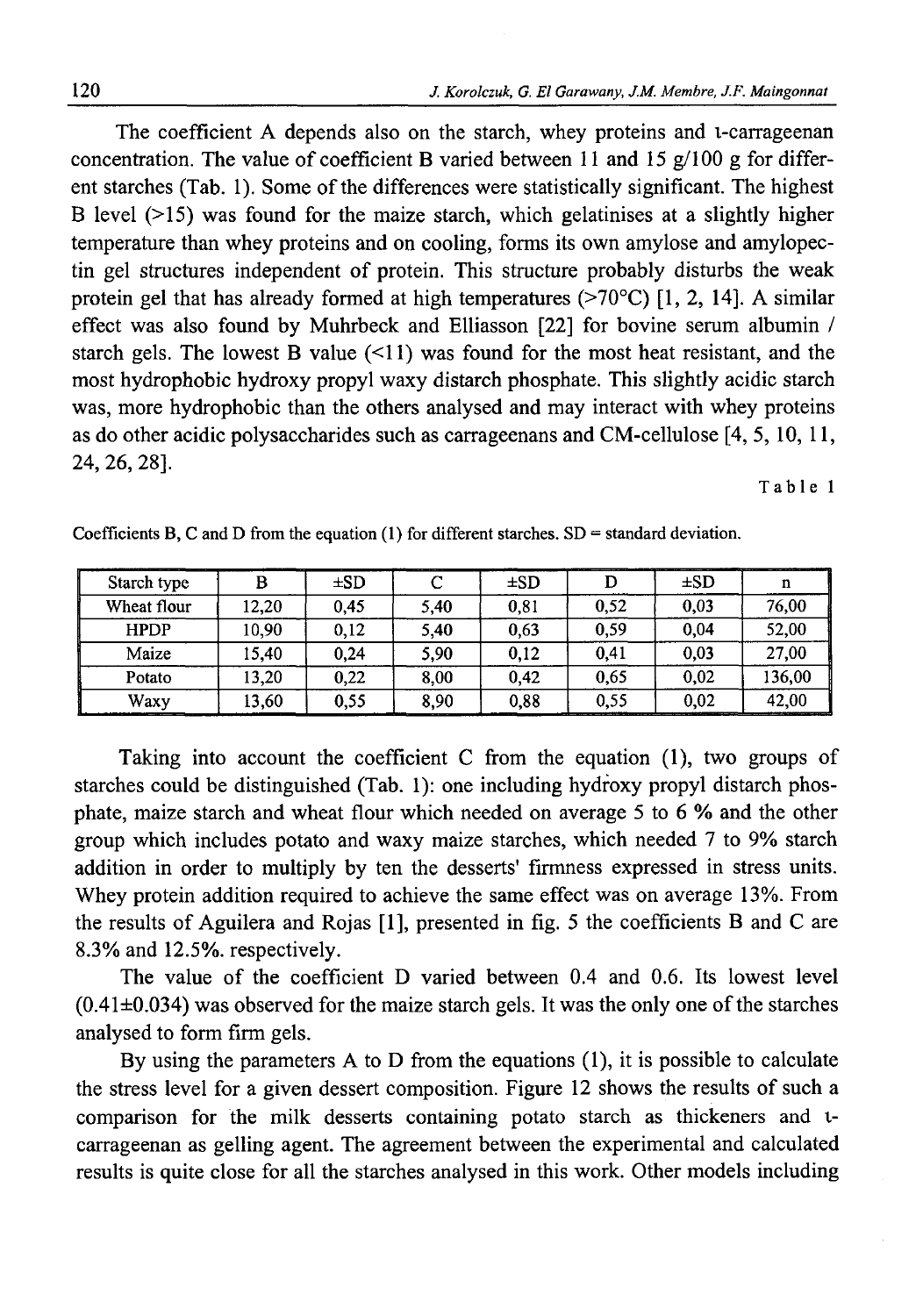The coefficient A depends also on the starch, whey proteins and ι-carrageenan concentration. The value of coefficient B varied between 11 and 15 g/100 g for different starches (Tab. 1). Some of the differences were statistically significant. The highest B level (>15) was found for the maize starch, which gelatinises at a slightly higher temperature than whey proteins and on cooling, forms its own amylose and amylopectin gel structures independent of protein. This structure probably disturbs the weak protein gel that has already formed at high temperatures (>70°C) [1, 2, 14]. A similar effect was also found by Muhrbeck and Elliasson [22] for bovine serum albumin / starch gels. The lowest B value (<11) was found for the most heat resistant, and the most hydrophobic hydroxy propyl waxy distarch phosphate. This slightly acidic starch was, more hydrophobic than the others analysed and may interact with whey proteins as do other acidic polysaccharides such as carrageenans and CM-cellulose [4, 5, 10, 11, 24, 26, 28].

Table 1

Coefficients B, C and D from the equation (1) for different starches. SD = standard deviation.

| Starch type | B | ±SD | C | ±SD | D | ±SD | n |
|---|---|---|---|---|---|---|---|
| Wheat flour | 12,20 | 0,45 | 5,40 | 0,81 | 0,52 | 0,03 | 76,00 |
| HPDP | 10,90 | 0,12 | 5,40 | 0,63 | 0,59 | 0,04 | 52,00 |
| Maize | 15,40 | 0,24 | 5,90 | 0,12 | 0,41 | 0,03 | 27,00 |
| Potato | 13,20 | 0,22 | 8,00 | 0,42 | 0,65 | 0,02 | 136,00 |
| Waxy | 13,60 | 0,55 | 8,90 | 0,88 | 0,55 | 0,02 | 42,00 |

Taking into account the coefficient C from the equation (1), two groups of starches could be distinguished (Tab. 1): one including hydroxy propyl distarch phosphate, maize starch and wheat flour which needed on average 5 to 6 % and the other group which includes potato and waxy maize starches, which needed 7 to 9% starch addition in order to multiply by ten the desserts' firmness expressed in stress units. Whey protein addition required to achieve the same effect was on average 13%. From the results of Aguilera and Rojas [1], presented in fig. 5 the coefficients B and C are 8.3% and 12.5%. respectively.

The value of the coefficient D varied between 0.4 and 0.6. Its lowest level (0.41±0.034) was observed for the maize starch gels. It was the only one of the starches analysed to form firm gels.

By using the parameters A to D from the equations (1), it is possible to calculate the stress level for a given dessert composition. Figure 12 shows the results of such a comparison for the milk desserts containing potato starch as thickeners and ι-carrageenan as gelling agent. The agreement between the experimental and calculated results is quite close for all the starches analysed in this work. Other models including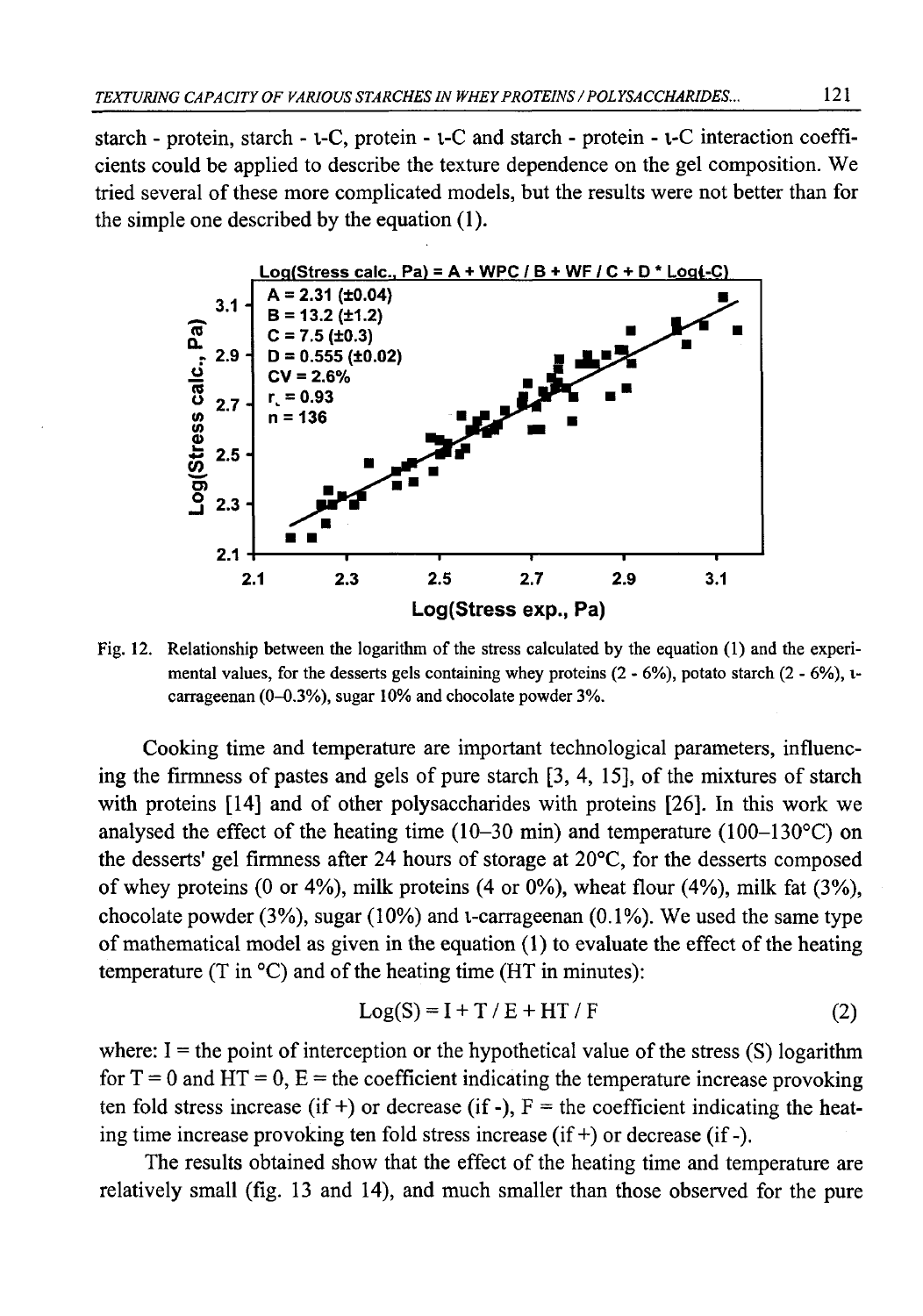starch - protein, starch - ι-C, protein - ι-C and starch - protein - ι-C interaction coefficients could be applied to describe the texture dependence on the gel composition. We tried several of these more complicated models, but the results were not better than for the simple one described by the equation (1).

Fig. 12. Relationship between the logarithm of the stress calculated by the equation (1) and the experimental values, for the desserts gels containing whey proteins (2 - 6%), potato starch (2 - 6%), ι-carrageenan (0–0.3%), sugar 10% and chocolate powder 3%.

Cooking time and temperature are important technological parameters, influencing the firmness of pastes and gels of pure starch [3, 4, 15], of the mixtures of starch with proteins [14] and of other polysaccharides with proteins [26]. In this work we analysed the effect of the heating time (10–30 min) and temperature (100–130°C) on the desserts' gel firmness after 24 hours of storage at 20°C, for the desserts composed of whey proteins (0 or 4%), milk proteins (4 or 0%), wheat flour (4%), milk fat (3%), chocolate powder (3%), sugar (10%) and ι-carrageenan (0.1%). We used the same type of mathematical model as given in the equation (1) to evaluate the effect of the heating temperature (T in °C) and of the heating time (HT in minutes):

$$\mathrm{Log(S)} = \mathrm{I} + \mathrm{T} / \mathrm{E} + \mathrm{HT} / \mathrm{F} \tag{2}$$

where: I = the point of interception or the hypothetical value of the stress (S) logarithm for T = 0 and HT = 0, E = the coefficient indicating the temperature increase provoking ten fold stress increase (if +) or decrease (if -), F = the coefficient indicating the heating time increase provoking ten fold stress increase (if +) or decrease (if -).

The results obtained show that the effect of the heating time and temperature are relatively small (fig. 13 and 14), and much smaller than those observed for the pure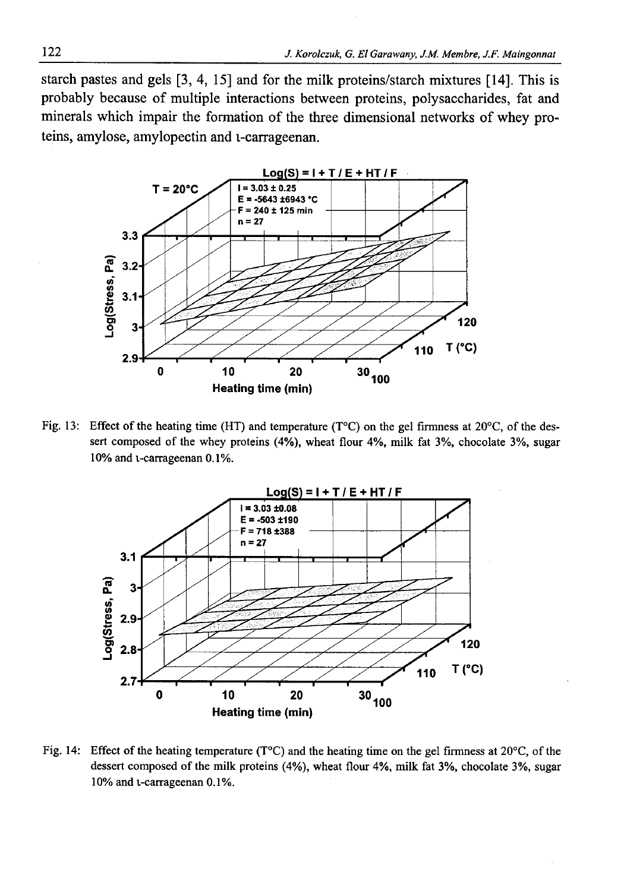starch pastes and gels [3, 4, 15] and for the milk proteins/starch mixtures [14]. This is probably because of multiple interactions between proteins, polysaccharides, fat and minerals which impair the formation of the three dimensional networks of whey proteins, amylose, amylopectin and ι-carrageenan.

Fig. 13: Effect of the heating time (HT) and temperature (T°C) on the gel firmness at 20°C, of the dessert composed of the whey proteins (4%), wheat flour 4%, milk fat 3%, chocolate 3%, sugar 10% and ι-carrageenan 0.1%.

Fig. 14: Effect of the heating temperature (T°C) and the heating time on the gel firmness at 20°C, of the dessert composed of the milk proteins (4%), wheat flour 4%, milk fat 3%, chocolate 3%, sugar 10% and ι-carrageenan 0.1%.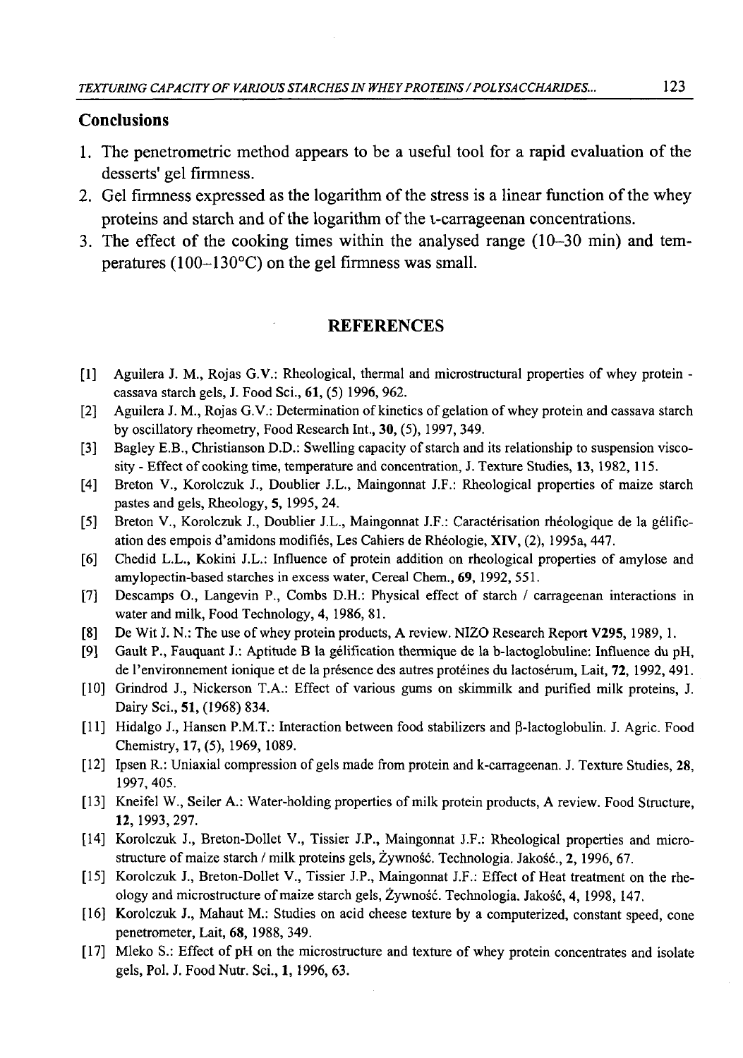## Conclusions

1. The penetrometric method appears to be a useful tool for a rapid evaluation of the desserts' gel firmness.
2. Gel firmness expressed as the logarithm of the stress is a linear function of the whey proteins and starch and of the logarithm of the ι-carrageenan concentrations.
3. The effect of the cooking times within the analysed range (10–30 min) and temperatures (100–130°C) on the gel firmness was small.

## REFERENCES

[1] Aguilera J. M., Rojas G.V.: Rheological, thermal and microstructural properties of whey protein - cassava starch gels, J. Food Sci., **61**, (5) 1996, 962.

[2] Aguilera J. M., Rojas G.V.: Determination of kinetics of gelation of whey protein and cassava starch by oscillatory rheometry, Food Research Int., **30**, (5), 1997, 349.

[3] Bagley E.B., Christianson D.D.: Swelling capacity of starch and its relationship to suspension viscosity - Effect of cooking time, temperature and concentration, J. Texture Studies, **13**, 1982, 115.

[4] Breton V., Korolczuk J., Doublier J.L., Maingonnat J.F.: Rheological properties of maize starch pastes and gels, Rheology, **5**, 1995, 24.

[5] Breton V., Korolczuk J., Doublier J.L., Maingonnat J.F.: Caractérisation rhéologique de la gélification des empois d'amidons modifiés, Les Cahiers de Rhéologie, **XIV**, (2), 1995a, 447.

[6] Chedid L.L., Kokini J.L.: Influence of protein addition on rheological properties of amylose and amylopectin-based starches in excess water, Cereal Chem., **69**, 1992, 551.

[7] Descamps O., Langevin P., Combs D.H.: Physical effect of starch / carrageenan interactions in water and milk, Food Technology, **4**, 1986, 81.

[8] De Wit J. N.: The use of whey protein products, A review. NIZO Research Report **V295**, 1989, 1.

[9] Gault P., Fauquant J.: Aptitude B la gélification thermique de la b-lactoglobuline: Influence du pH, de l'environnement ionique et de la présence des autres protéines du lactosérum, Lait, **72**, 1992, 491.

[10] Grindrod J., Nickerson T.A.: Effect of various gums on skimmilk and purified milk proteins, J. Dairy Sci., **51**, (1968) 834.

[11] Hidalgo J., Hansen P.M.T.: Interaction between food stabilizers and β-lactoglobulin. J. Agric. Food Chemistry, **17**, (5), 1969, 1089.

[12] Ipsen R.: Uniaxial compression of gels made from protein and k-carrageenan. J. Texture Studies, **28**, 1997, 405.

[13] Kneifel W., Seiler A.: Water-holding properties of milk protein products, A review. Food Structure, **12**, 1993, 297.

[14] Korolczuk J., Breton-Dollet V., Tissier J.P., Maingonnat J.F.: Rheological properties and microstructure of maize starch / milk proteins gels, Żywność. Technologia. Jakość., **2**, 1996, 67.

[15] Korolczuk J., Breton-Dollet V., Tissier J.P., Maingonnat J.F.: Effect of Heat treatment on the rheology and microstructure of maize starch gels, Żywność. Technologia. Jakość, **4**, 1998, 147.

[16] Korolczuk J., Mahaut M.: Studies on acid cheese texture by a computerized, constant speed, cone penetrometer, Lait, **68**, 1988, 349.

[17] Mleko S.: Effect of pH on the microstructure and texture of whey protein concentrates and isolate gels, Pol. J. Food Nutr. Sci., **1**, 1996, 63.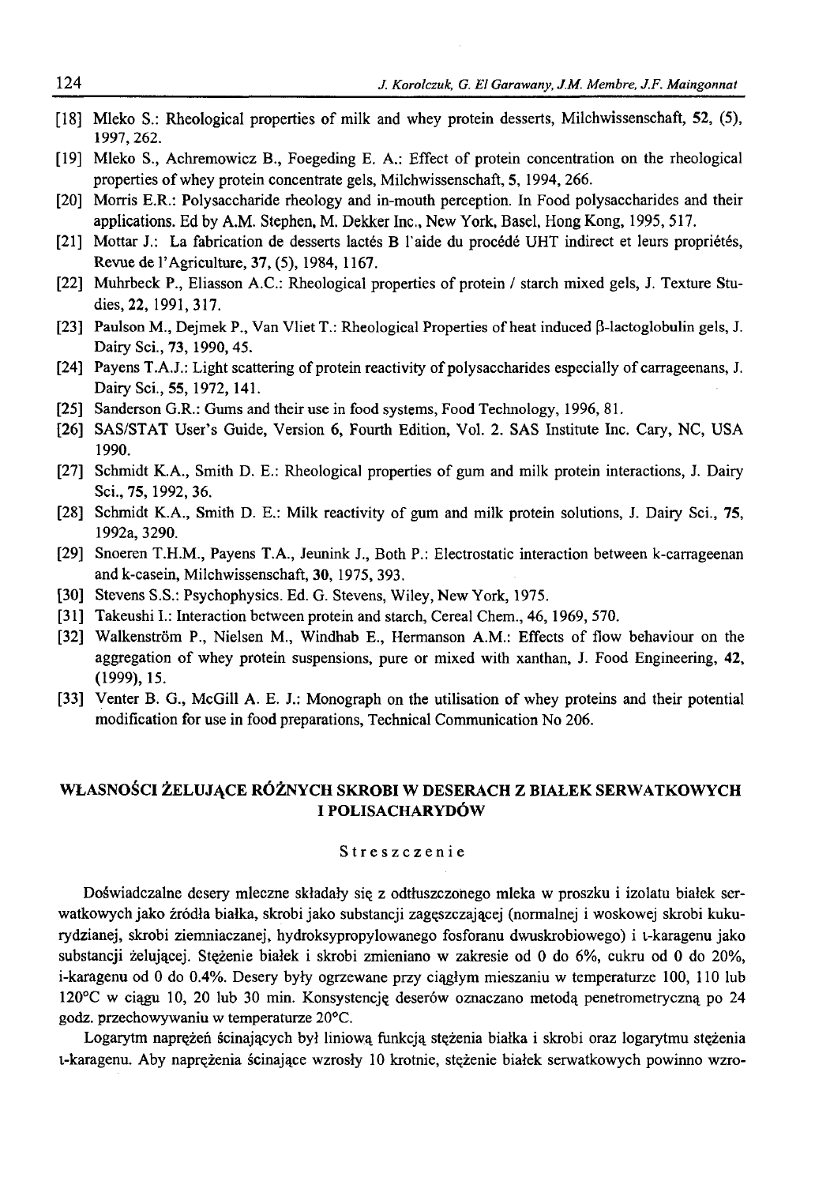[18] Mleko S.: Rheological properties of milk and whey protein desserts, Milchwissenschaft, **52**, (5), 1997, 262.

[19] Mleko S., Achremowicz B., Foegeding E. A.: Effect of protein concentration on the rheological properties of whey protein concentrate gels, Milchwissenschaft, **5**, 1994, 266.

[20] Morris E.R.: Polysaccharide rheology and in-mouth perception. In Food polysaccharides and their applications. Ed by A.M. Stephen, M. Dekker Inc., New York, Basel, Hong Kong, 1995, 517.

[21] Mottar J.: La fabrication de desserts lactés B l'aide du procédé UHT indirect et leurs propriétés, Revue de l'Agriculture, **37**, (5), 1984, 1167.

[22] Muhrbeck P., Eliasson A.C.: Rheological properties of protein / starch mixed gels, J. Texture Studies, **22**, 1991, 317.

[23] Paulson M., Dejmek P., Van Vliet T.: Rheological Properties of heat induced β-lactoglobulin gels, J. Dairy Sci., **73**, 1990, 45.

[24] Payens T.A.J.: Light scattering of protein reactivity of polysaccharides especially of carrageenans, J. Dairy Sci., **55**, 1972, 141.

[25] Sanderson G.R.: Gums and their use in food systems, Food Technology, 1996, 81.

[26] SAS/STAT User's Guide, Version 6, Fourth Edition, Vol. 2. SAS Institute Inc. Cary, NC, USA 1990.

[27] Schmidt K.A., Smith D. E.: Rheological properties of gum and milk protein interactions, J. Dairy Sci., **75**, 1992, 36.

[28] Schmidt K.A., Smith D. E.: Milk reactivity of gum and milk protein solutions, J. Dairy Sci., **75**, 1992a, 3290.

[29] Snoeren T.H.M., Payens T.A., Jeunink J., Both P.: Electrostatic interaction between k-carrageenan and k-casein, Milchwissenschaft, **30**, 1975, 393.

[30] Stevens S.S.: Psychophysics. Ed. G. Stevens, Wiley, New York, 1975.

[31] Takeushi I.: Interaction between protein and starch, Cereal Chem., 46, 1969, 570.

[32] Walkenström P., Nielsen M., Windhab E., Hermanson A.M.: Effects of flow behaviour on the aggregation of whey protein suspensions, pure or mixed with xanthan, J. Food Engineering, **42**, (1999), 15.

[33] Venter B. G., McGill A. E. J.: Monograph on the utilisation of whey proteins and their potential modification for use in food preparations, Technical Communication No 206.

## WŁASNOŚCI ŻELUJĄCE RÓŻNYCH SKROBI W DESERACH Z BIAŁEK SERWATKOWYCH I POLISACHARYDÓW

### Streszczenie

Doświadczalne desery mleczne składały się z odtłuszczonego mleka w proszku i izolatu białek serwatkowych jako źródła białka, skrobi jako substancji zagęszczającej (normalnej i woskowej skrobi kukurydzianej, skrobi ziemniaczanej, hydroksypropylowanego fosforanu dwuskrobiowego) i ι-karagenu jako substancji żelującej. Stężenie białek i skrobi zmieniano w zakresie od 0 do 6%, cukru od 0 do 20%, i-karagenu od 0 do 0.4%. Desery były ogrzewane przy ciągłym mieszaniu w temperaturze 100, 110 lub 120°C w ciągu 10, 20 lub 30 min. Konsystencję deserów oznaczano metodą penetrometryczną po 24 godz. przechowywaniu w temperaturze 20°C.

Logarytm naprężeń ścinających był liniową funkcją stężenia białka i skrobi oraz logarytmu stężenia ι-karagenu. Aby naprężenia ścinające wzrosły 10 krotnie, stężenie białek serwatkowych powinno wzro-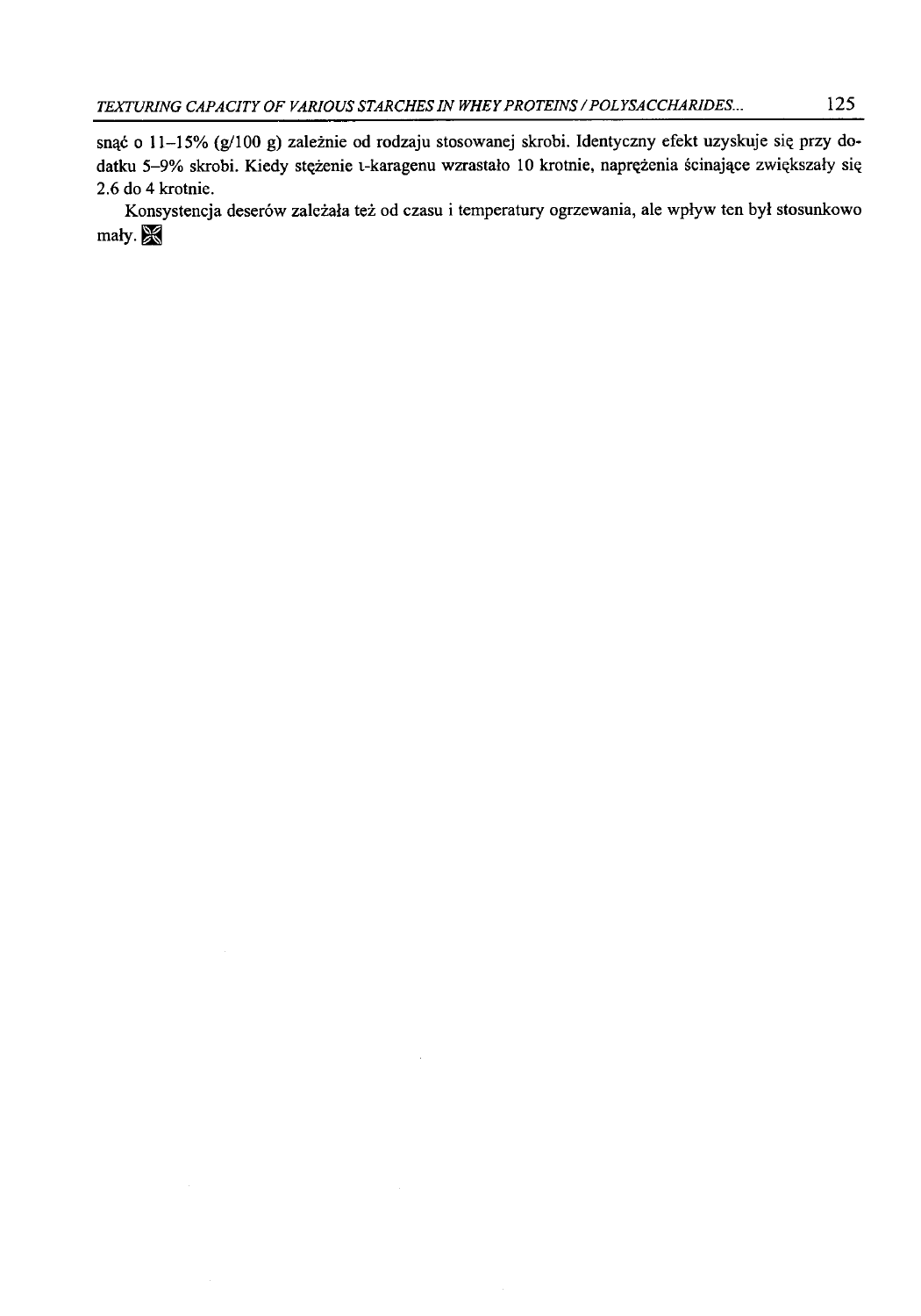snąć o 11–15% (g/100 g) zależnie od rodzaju stosowanej skrobi. Identyczny efekt uzyskuje się przy dodatku 5–9% skrobi. Kiedy stężenie ι-karagenu wzrastało 10 krotnie, naprężenia ścinające zwiększały się 2.6 do 4 krotnie.

Konsystencja deserów zależała też od czasu i temperatury ogrzewania, ale wpływ ten był stosunkowo mały.